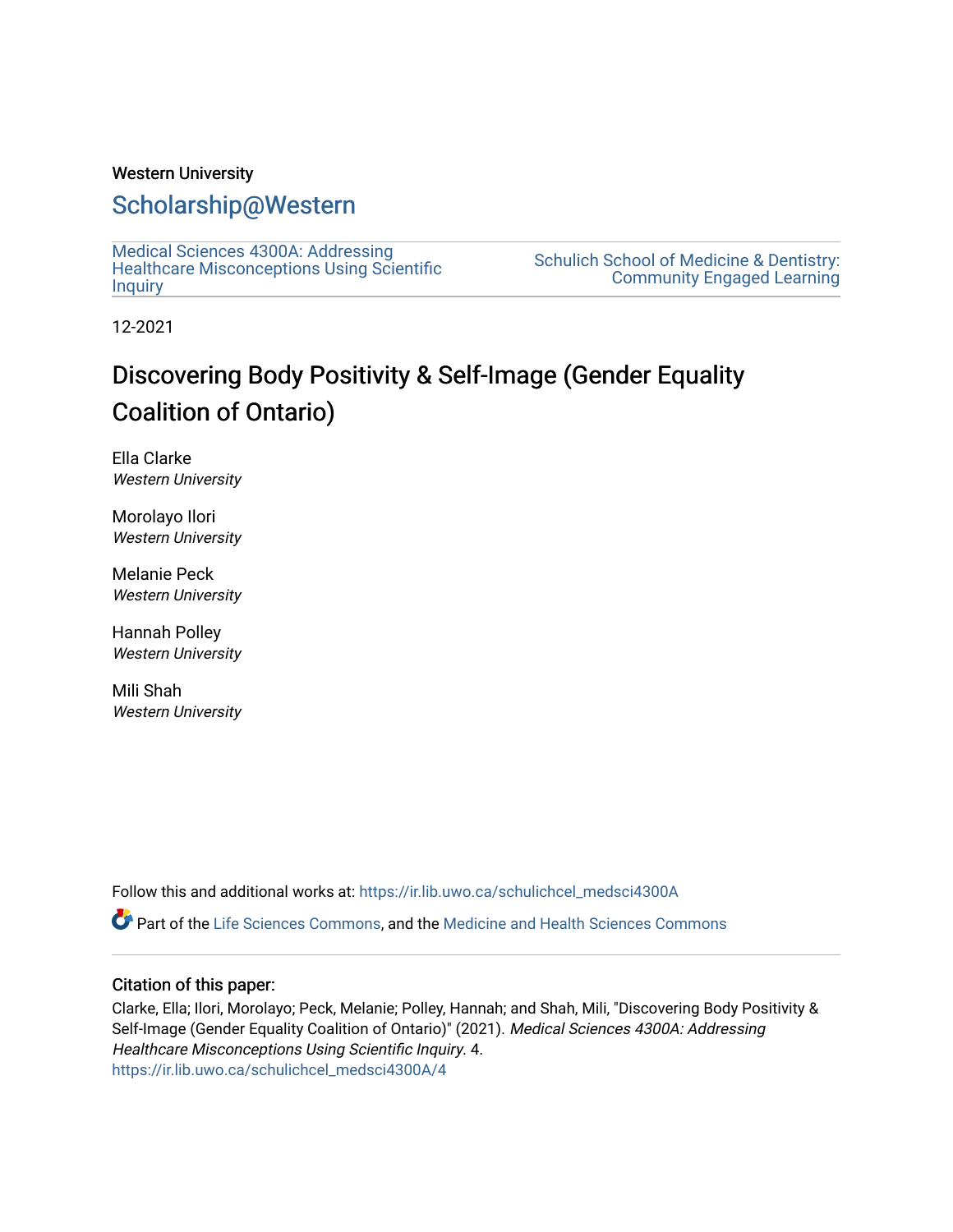Western University

# Scholarship@Western

Medical Sciences 4300A: Addressing Healthcare Misconceptions Using Scientific Inquiry

Schulich School of Medicine & Dentistry: Community Engaged Learning

12-2021

## Discovering Body Positivity & Self-Image (Gender Equality Coalition of Ontario)

Ella Clarke
*Western University*

Morolayo Ilori
*Western University*

Melanie Peck
*Western University*

Hannah Polley
*Western University*

Mili Shah
*Western University*

Follow this and additional works at: https://ir.lib.uwo.ca/schulichcel_medsci4300A

Part of the Life Sciences Commons, and the Medicine and Health Sciences Commons

### Citation of this paper:

Clarke, Ella; Ilori, Morolayo; Peck, Melanie; Polley, Hannah; and Shah, Mili, "Discovering Body Positivity & Self-Image (Gender Equality Coalition of Ontario)" (2021). *Medical Sciences 4300A: Addressing Healthcare Misconceptions Using Scientific Inquiry*. 4.
https://ir.lib.uwo.ca/schulichcel_medsci4300A/4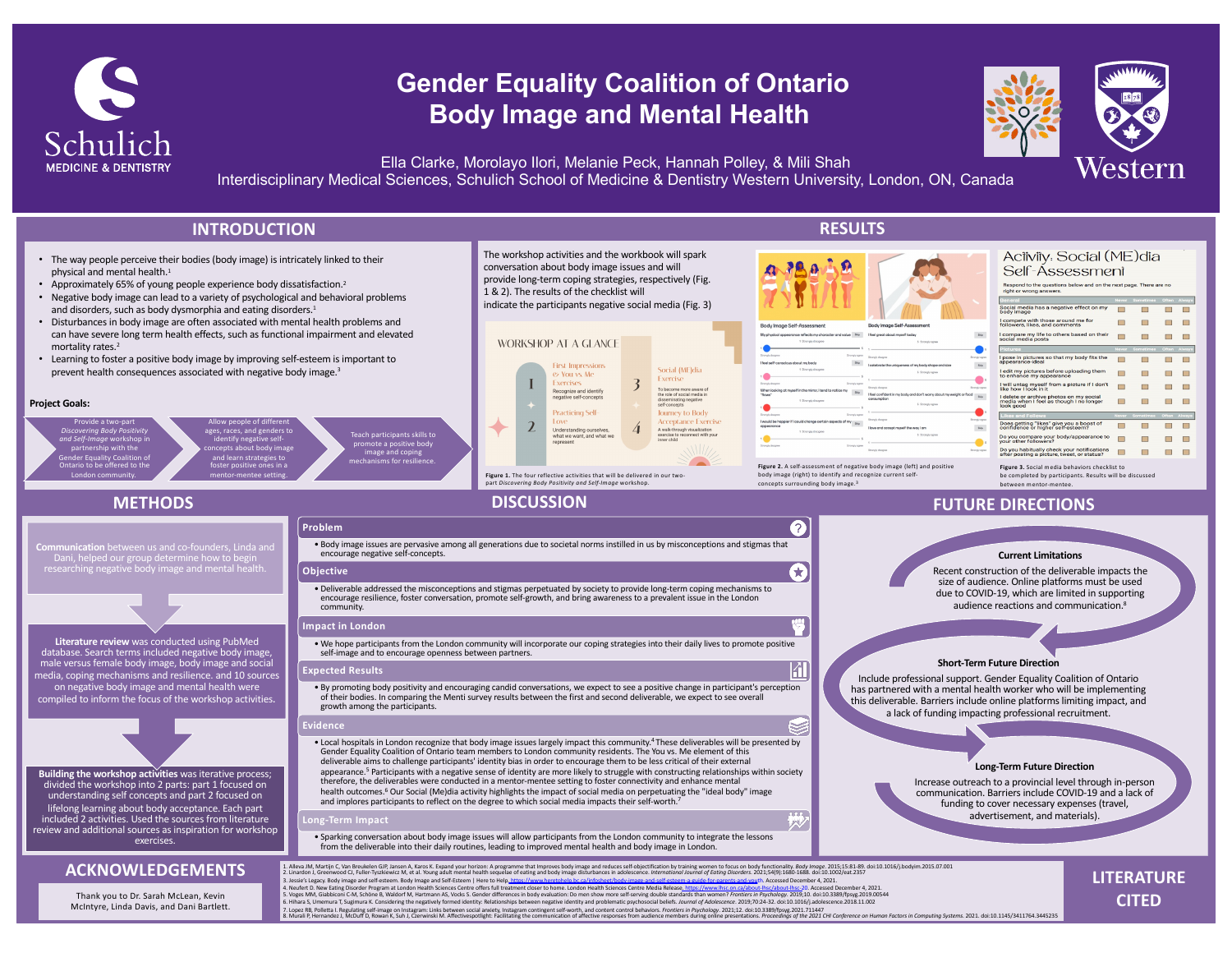# Gender Equality Coalition of Ontario Body Image and Mental Health

Ella Clarke, Morolayo Ilori, Melanie Peck, Hannah Polley, & Mili Shah
Interdisciplinary Medical Sciences, Schulich School of Medicine & Dentistry Western University, London, ON, Canada

## INTRODUCTION

- The way people perceive their bodies (body image) is intricately linked to their physical and mental health.[1]
- Approximately 65% of young people experience body dissatisfaction.[2]
- Negative body image can lead to a variety of psychological and behavioral problems and disorders, such as body dysmorphia and eating disorders.[1]
- Disturbances in body image are often associated with mental health problems and can have severe long term health effects, such as functional impairment and elevated mortality rates.[2]
- Learning to foster a positive body image by improving self-esteem is important to prevent health consequences associated with negative body image.[3]

**Project Goals:**

- Provide a two-part *Discovering Body Positivity and Self-Image* workshop in partnership with the Gender Equality Coalition of Ontario to be offered to the London community.
- Allow people of different ages, races, and genders to identify negative self-concepts about body image and learn strategies to foster positive ones in a mentor-mentee setting.
- Teach participants skills to promote a positive body image and coping mechanisms for resilience.

## METHODS

**Communication** between us and co-founders, Linda and Dani, helped our group determine how to begin researching negative body image and mental health.

**Literature review** was conducted using PubMed database. Search terms included negative body image, male versus female body image, body image and social media, coping mechanisms and resilience. and 10 sources on negative body image and mental health were compiled to inform the focus of the workshop activities.

**Building the workshop activities** was iterative process; divided the workshop into 2 parts: part 1 focused on understanding self concepts and part 2 focused on lifelong learning about body acceptance. Each part included 2 activities. Used the sources from literature review and additional sources as inspiration for workshop exercises.

## RESULTS

The workshop activities and the workbook will spark conversation about body image issues and will provide long-term coping strategies, respectively (Fig. 1 & 2). The results of the checklist will indicate the participants negative social media (Fig. 3)

WORKSHOP AT A GLANCE

1 First Impressions & You vs. Me Exercises — Recognize and identify negative self-concepts

2 Practicing Self Love — Understanding ourselves, what we want, and what we represent

3 Social (ME)dia Exercise — To become more aware of the role of social media in disseminating negative self-concepts

4 Journey to Body Acceptance Exercise — A walk through visualization exercise to reconnect with your inner child

**Figure 1.** The four reflective activities that will be delivered in our two-part *Discovering Body Positivity and Self-Image* workshop.

**Figure 2.** A self-assessment of negative body image (left) and positive body image (right) to identify and recognize current self-concepts surrounding body image.[3]

Activity: Social (ME)dia Self-Assessment

Respond to the questions below and on the next page. There are no right or wrong answers.

| General | Never | Sometimes | Often | Always |
|---|---|---|---|---|
| Social media has a negative effect on my body image | | | | |
| I compete with those around me for followers, likes, and comments | | | | |
| I compare my life to others based on their social media posts | | | | |
| **Pictures** | | | | |
| I pose in pictures so that my body fits the appearance-ideal | | | | |
| I edit my pictures before uploading them to enhance my appearance | | | | |
| I will untag myself from a picture if I don't like how I look in it | | | | |
| I delete or archive photos on my social media when I feel as though I no longer look good | | | | |
| **Likes and Followers** | | | | |
| Does getting "likes" give you a boost of confidence or higher self-esteem? | | | | |
| Do you compare your body/appearance to your other followers? | | | | |
| Do you habitually check your notifications after posting a picture, tweet, or status? | | | | |

**Figure 3.** Social media behaviors checklist to be completed by participants. Results will be discussed between mentor-mentee.

## DISCUSSION

**Problem**

- Body image issues are pervasive among all generations due to societal norms instilled in us by misconceptions and stigmas that encourage negative self-concepts.

**Objective**

- Deliverable addressed the misconceptions and stigmas perpetuated by society to provide long-term coping mechanisms to encourage resilience, foster conversation, promote self-growth, and bring awareness to a prevalent issue in the London community.

**Impact in London**

- We hope participants from the London community will incorporate our coping strategies into their daily lives to promote positive self-image and to encourage openness between partners.

**Expected Results**

- By promoting body positivity and encouraging candid conversations, we expect to see a positive change in participant's perception of their bodies. In comparing the Menti survey results between the first and second deliverable, we expect to see overall growth among the participants.

**Evidence**

- Local hospitals in London recognize that body image issues largely impact this community.[4] These deliverables will be presented by Gender Equality Coalition of Ontario team members to London community residents. The You vs. Me element of this deliverable aims to challenge participants' identity bias in order to encourage them to be less critical of their external appearance.[5] Participants with a negative sense of identity are more likely to struggle with constructing relationships within society therefore, the deliverables were conducted in a mentor-mentee setting to foster connectivity and enhance mental health outcomes.[6] Our Social (Me)dia activity highlights the impact of social media on perpetuating the "ideal body" image and implores participants to reflect on the degree to which social media impacts their self-worth.[7]

**Long-Term Impact**

- Sparking conversation about body image issues will allow participants from the London community to integrate the lessons from the deliverable into their daily routines, leading to improved mental health and body image in London.

## FUTURE DIRECTIONS

**Current Limitations**

Recent construction of the deliverable impacts the size of audience. Online platforms must be used due to COVID-19, which are limited in supporting audience reactions and communication.[8]

**Short-Term Future Direction**

Include professional support. Gender Equality Coalition of Ontario has partnered with a mental health worker who will be implementing this deliverable. Barriers include online platforms limiting impact, and a lack of funding impacting professional recruitment.

**Long-Term Future Direction**

Increase outreach to a provincial level through in-person communication. Barriers include COVID-19 and a lack of funding to cover necessary expenses (travel, advertisement, and materials).

## ACKNOWLEDGEMENTS

Thank you to Dr. Sarah McLean, Kevin McIntyre, Linda Davis, and Dani Bartlett.

## LITERATURE CITED

1. Alleva JM, Martijn C, Van Breukelen GJP, Jansen A, Karos K. Expand your horizon: A programme that improves body image and reduces self-objectification by training women to focus on body functionality. *Body Image.* 2015;15:81-89. doi:10.1016/j.bodyim.2015.07.001
2. Linardon J, Greenwood CJ, Fuller-Tyszkiewicz M, et al. Young adult mental health sequelae of eating and body image disturbances in adolescence. *International Journal of Eating Disorders.* 2021;54(9):1680-1688. doi:10.1002/eat.2357
3. Jessie's Legacy. Body image and self-esteem. Body Image and Self-Esteem | Here to Help. https://www.heretohelp.bc.ca/infosheet/body-image-and-self-esteem-a-guide-for-parents-and-youth. Accessed December 4, 2021.
4. Neufert D. New Eating Disorder Program at London Health Sciences Centre offers full treatment closer to home. London Health Sciences Centre Media Release. https://www.lhsc.on.ca/about-lhsc/about-lhsc-20. Accessed December 4, 2021.
5. Voges MM, Giabbiconi C-M, Schöne B, Waldorf M, Hartmann AS, Vocks S. Gender differences in body evaluation: Do men show more self-serving double standards than women? *Frontiers in Psychology.* 2019;10. doi:10.3389/fpsyg.2019.00544
6. Hihara S, Umemura T, Sugimura K. Considering the negatively formed identity: Relationships between negative identity and problematic psychosocial beliefs. *Journal of Adolescence.* 2019;70:24-32. doi:10.1016/j.adolescence.2018.11.002
7. Lopez RB, Polletta I. Regulating self-image on Instagram: Links between social anxiety, Instagram contingent self-worth, and content control behaviors. *Frontiers in Psychology.* 2021;12. doi:10.3389/fpsyg.2021.711447
8. Murali P, Hernandez J, McDuff D, Rowan K, Suh J, Czerwinski M. Affectivespotlight: Facilitating the communication of affective responses from audience members during online presentations. *Proceedings of the 2021 CHI Conference on Human Factors in Computing Systems.* 2021. doi:10.1145/3411764.3445235